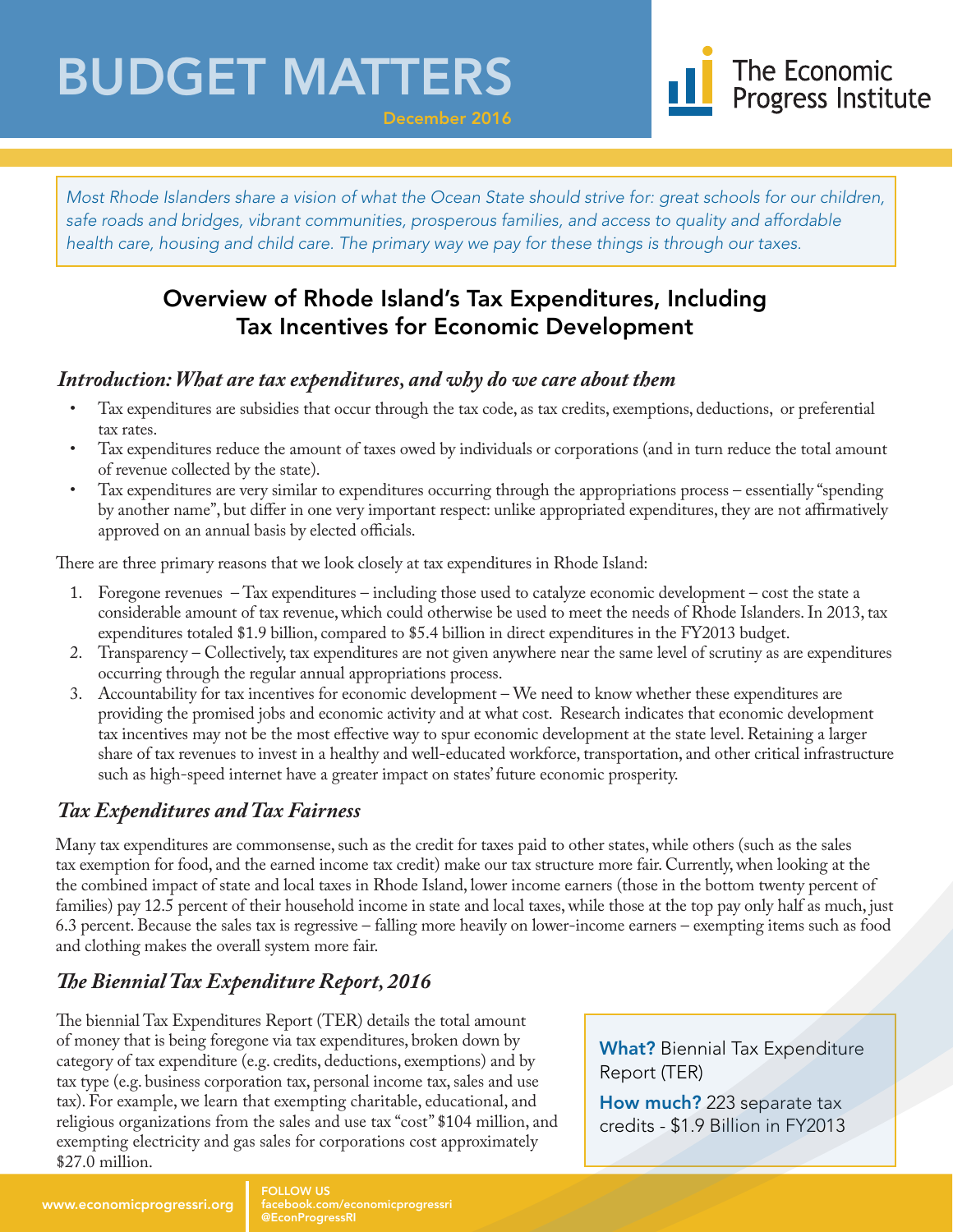# BUDGET MATTERS

December 2016

The Economic Progress Institute

*Most Rhode Islanders share a vision of what the Ocean State should strive for: great schools for our children, safe roads and bridges, vibrant communities, prosperous families, and access to quality and affordable health care, housing and child care. The primary way we pay for these things is through our taxes.*

## Overview of Rhode Island's Tax Expenditures, Including Tax Incentives for Economic Development

### *Introduction: What are tax expenditures, and why do we care about them*

- Tax expenditures are subsidies that occur through the tax code, as tax credits, exemptions, deductions, or preferential tax rates.
- Tax expenditures reduce the amount of taxes owed by individuals or corporations (and in turn reduce the total amount of revenue collected by the state).
- Tax expenditures are very similar to expenditures occurring through the appropriations process – essentially "spending by another name", but differ in one very important respect: unlike appropriated expenditures, they are not affirmatively approved on an annual basis by elected officials.

There are three primary reasons that we look closely at tax expenditures in Rhode Island:

1. Foregone revenues – Tax expenditures – including those used to catalyze economic development – cost the state a considerable amount of tax revenue, which could otherwise be used to meet the needs of Rhode Islanders. In 2013, tax expenditures totaled $1.9 billion, compared to $5.4 billion in direct expenditures in the FY2013 budget.
2. Transparency – Collectively, tax expenditures are not given anywhere near the same level of scrutiny as are expenditures occurring through the regular annual appropriations process.
3. Accountability for tax incentives for economic development – We need to know whether these expenditures are providing the promised jobs and economic activity and at what cost. Research indicates that economic development tax incentives may not be the most effective way to spur economic development at the state level. Retaining a larger share of tax revenues to invest in a healthy and well-educated workforce, transportation, and other critical infrastructure such as high-speed internet have a greater impact on states' future economic prosperity.

### *Tax Expenditures and Tax Fairness*

Many tax expenditures are commonsense, such as the credit for taxes paid to other states, while others (such as the sales tax exemption for food, and the earned income tax credit) make our tax structure more fair. Currently, when looking at the the combined impact of state and local taxes in Rhode Island, lower income earners (those in the bottom twenty percent of families) pay 12.5 percent of their household income in state and local taxes, while those at the top pay only half as much, just 6.3 percent. Because the sales tax is regressive – falling more heavily on lower-income earners – exempting items such as food and clothing makes the overall system more fair.

### *The Biennial Tax Expenditure Report, 2016*

The biennial Tax Expenditures Report (TER) details the total amount of money that is being foregone via tax expenditures, broken down by category of tax expenditure (e.g. credits, deductions, exemptions) and by tax type (e.g. business corporation tax, personal income tax, sales and use tax). For example, we learn that exempting charitable, educational, and religious organizations from the sales and use tax "cost" $104 million, and exempting electricity and gas sales for corporations cost approximately $27.0 million.

**What?** Biennial Tax Expenditure Report (TER)

**How much?** 223 separate tax credits - $1.9 Billion in FY2013

www.economicprogressri.org | FOLLOW US facebook.com/economicprogressri @EconProgressRI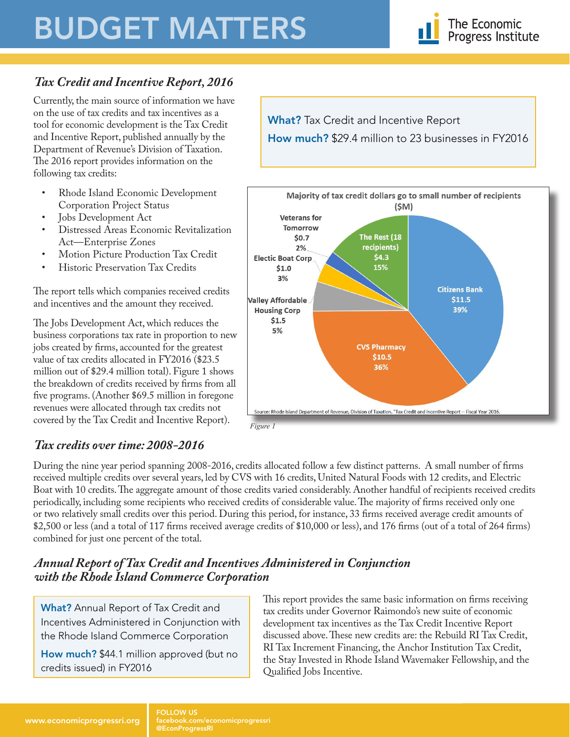# BUDGET MATTERS

## *Tax Credit and Incentive Report, 2016*

Currently, the main source of information we have on the use of tax credits and tax incentives as a tool for economic development is the Tax Credit and Incentive Report, published annually by the Department of Revenue's Division of Taxation. The 2016 report provides information on the following tax credits:

- Rhode Island Economic Development Corporation Project Status
- Jobs Development Act
- Distressed Areas Economic Revitalization Act—Enterprise Zones
- Motion Picture Production Tax Credit
- Historic Preservation Tax Credits

The report tells which companies received credits and incentives and the amount they received.

The Jobs Development Act, which reduces the business corporations tax rate in proportion to new jobs created by firms, accounted for the greatest value of tax credits allocated in FY2016 ($23.5 million out of $29.4 million total). Figure 1 shows the breakdown of credits received by firms from all five programs. (Another $69.5 million in foregone revenues were allocated through tax credits not covered by the Tax Credit and Incentive Report).

**What?** Tax Credit and Incentive Report

**How much?** $29.4 million to 23 businesses in FY2016

**Majority of tax credit dollars go to small number of recipients ($M)**

| Recipient | $M | Share |
|---|---|---|
| Citizens Bank | $11.5 | 39% |
| CVS Pharmacy | $10.5 | 36% |
| Valley Affordable Housing Corp | $1.5 | 5% |
| Electic Boat Corp | $1.0 | 3% |
| Veterans for Tomorrow | $0.7 | 2% |
| The Rest (18 recipients) | $4.3 | 15% |

Source: Rhode Island Department of Revenue, Division of Taxation. "Tax Credit and Incentive Report -- Fiscal Year 2016.

*Figure 1*

## *Tax credits over time: 2008-2016*

During the nine year period spanning 2008-2016, credits allocated follow a few distinct patterns. A small number of firms received multiple credits over several years, led by CVS with 16 credits, United Natural Foods with 12 credits, and Electric Boat with 10 credits. The aggregate amount of those credits varied considerably. Another handful of recipients received credits periodically, including some recipients who received credits of considerable value. The majority of firms received only one or two relatively small credits over this period. During this period, for instance, 33 firms received average credit amounts of $2,500 or less (and a total of 117 firms received average credits of $10,000 or less), and 176 firms (out of a total of 264 firms) combined for just one percent of the total.

## *Annual Report of Tax Credit and Incentives Administered in Conjunction with the Rhode Island Commerce Corporation*

**What?** Annual Report of Tax Credit and Incentives Administered in Conjunction with the Rhode Island Commerce Corporation

**How much?** $44.1 million approved (but no credits issued) in FY2016

This report provides the same basic information on firms receiving tax credits under Governor Raimondo's new suite of economic development tax incentives as the Tax Credit Incentive Report discussed above. These new credits are: the Rebuild RI Tax Credit, RI Tax Increment Financing, the Anchor Institution Tax Credit, the Stay Invested in Rhode Island Wavemaker Fellowship, and the Qualified Jobs Incentive.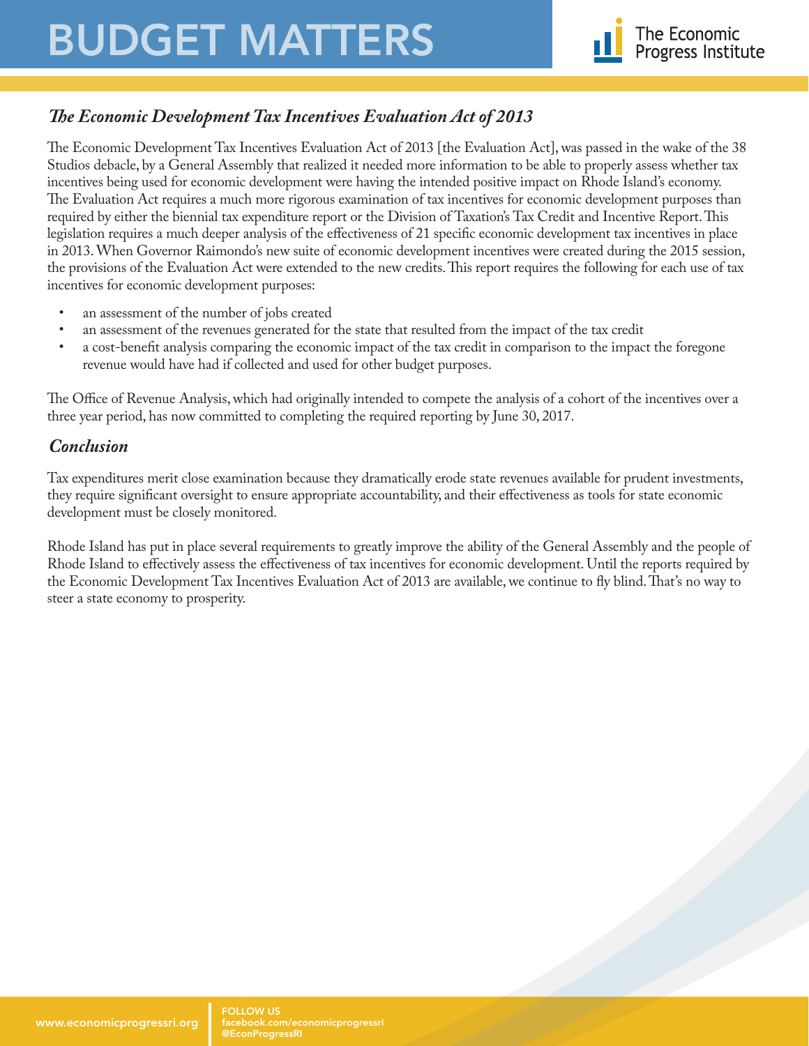## *The Economic Development Tax Incentives Evaluation Act of 2013*

The Economic Development Tax Incentives Evaluation Act of 2013 [the Evaluation Act], was passed in the wake of the 38 Studios debacle, by a General Assembly that realized it needed more information to be able to properly assess whether tax incentives being used for economic development were having the intended positive impact on Rhode Island's economy. The Evaluation Act requires a much more rigorous examination of tax incentives for economic development purposes than required by either the biennial tax expenditure report or the Division of Taxation's Tax Credit and Incentive Report. This legislation requires a much deeper analysis of the effectiveness of 21 specific economic development tax incentives in place in 2013. When Governor Raimondo's new suite of economic development incentives were created during the 2015 session, the provisions of the Evaluation Act were extended to the new credits. This report requires the following for each use of tax incentives for economic development purposes:

- an assessment of the number of jobs created
- an assessment of the revenues generated for the state that resulted from the impact of the tax credit
- a cost-benefit analysis comparing the economic impact of the tax credit in comparison to the impact the foregone revenue would have had if collected and used for other budget purposes.

The Office of Revenue Analysis, which had originally intended to compete the analysis of a cohort of the incentives over a three year period, has now committed to completing the required reporting by June 30, 2017.

## *Conclusion*

Tax expenditures merit close examination because they dramatically erode state revenues available for prudent investments, they require significant oversight to ensure appropriate accountability, and their effectiveness as tools for state economic development must be closely monitored.

Rhode Island has put in place several requirements to greatly improve the ability of the General Assembly and the people of Rhode Island to effectively assess the effectiveness of tax incentives for economic development. Until the reports required by the Economic Development Tax Incentives Evaluation Act of 2013 are available, we continue to fly blind. That's no way to steer a state economy to prosperity.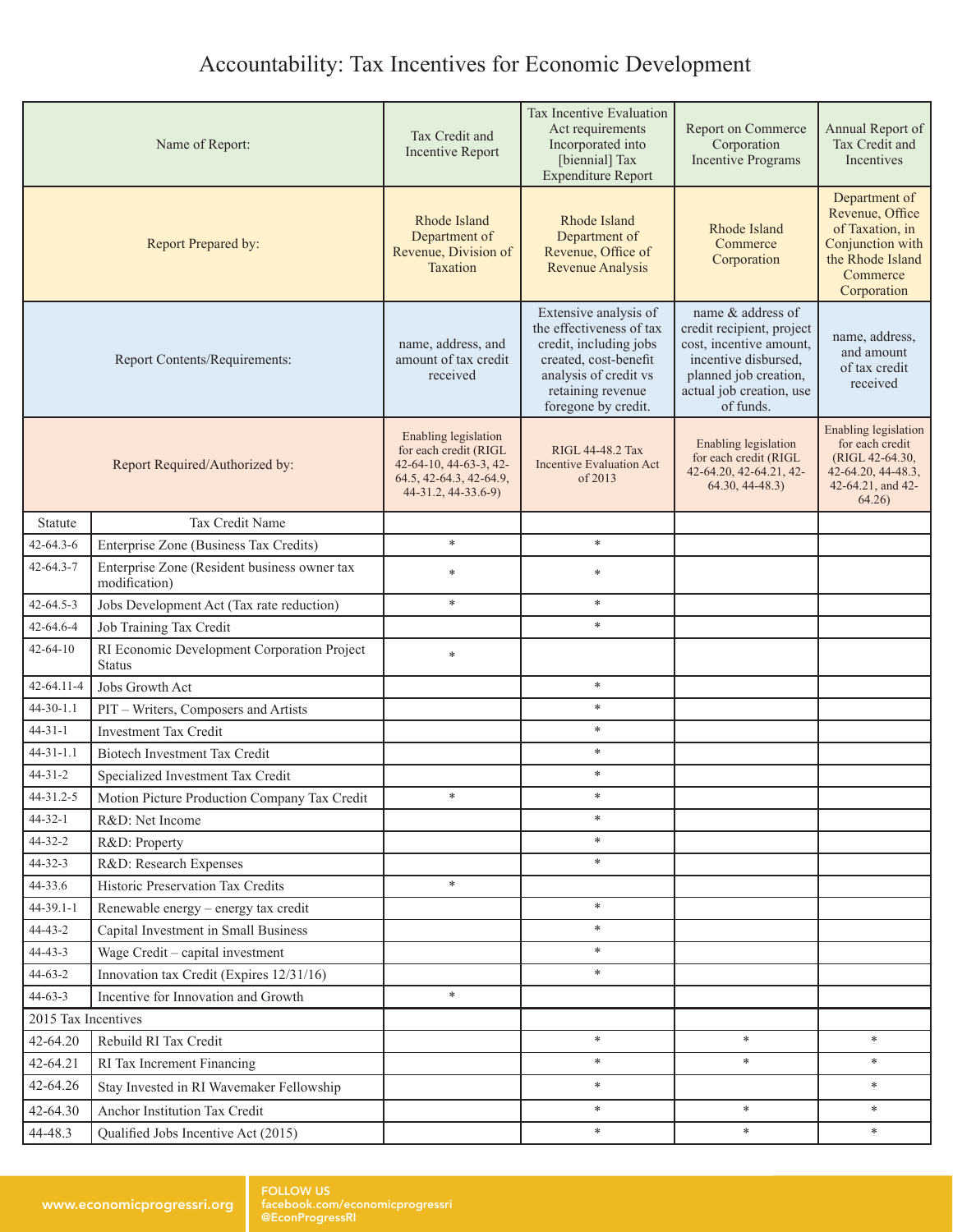# Accountability: Tax Incentives for Economic Development

| | Name of Report: | Tax Credit and Incentive Report | Tax Incentive Evaluation Act requirements Incorporated into [biennial] Tax Expenditure Report | Report on Commerce Corporation Incentive Programs | Annual Report of Tax Credit and Incentives |
|---|---|---|---|---|---|
| | Report Prepared by: | Rhode Island Department of Revenue, Division of Taxation | Rhode Island Department of Revenue, Office of Revenue Analysis | Rhode Island Commerce Corporation | Department of Revenue, Office of Taxation, in Conjunction with the Rhode Island Commerce Corporation |
| | Report Contents/Requirements: | name, address, and amount of tax credit received | Extensive analysis of the effectiveness of tax credit, including jobs created, cost-benefit analysis of credit vs retaining revenue foregone by credit. | name & address of credit recipient, project cost, incentive amount, incentive disbursed, planned job creation, actual job creation, use of funds. | name, address, and amount of tax credit received |
| | Report Required/Authorized by: | Enabling legislation for each credit (RIGL 42-64-10, 44-63-3, 42-64.5, 42-64.3, 42-64.9, 44-31.2, 44-33.6-9) | RIGL 44-48.2 Tax Incentive Evaluation Act of 2013 | Enabling legislation for each credit (RIGL 42-64.20, 42-64.21, 42-64.30, 44-48.3) | Enabling legislation for each credit (RIGL 42-64.30, 42-64.20, 44-48.3, 42-64.21, and 42-64.26) |
| Statute | Tax Credit Name | | | | |
| 42-64.3-6 | Enterprise Zone (Business Tax Credits) | * | * | | |
| 42-64.3-7 | Enterprise Zone (Resident business owner tax modification) | * | * | | |
| 42-64.5-3 | Jobs Development Act (Tax rate reduction) | * | * | | |
| 42-64.6-4 | Job Training Tax Credit | | * | | |
| 42-64-10 | RI Economic Development Corporation Project Status | * | | | |
| 42-64.11-4 | Jobs Growth Act | | * | | |
| 44-30-1.1 | PIT – Writers, Composers and Artists | | * | | |
| 44-31-1 | Investment Tax Credit | | * | | |
| 44-31-1.1 | Biotech Investment Tax Credit | | * | | |
| 44-31-2 | Specialized Investment Tax Credit | | * | | |
| 44-31.2-5 | Motion Picture Production Company Tax Credit | * | * | | |
| 44-32-1 | R&D: Net Income | | * | | |
| 44-32-2 | R&D: Property | | * | | |
| 44-32-3 | R&D: Research Expenses | | * | | |
| 44-33.6 | Historic Preservation Tax Credits | * | | | |
| 44-39.1-1 | Renewable energy – energy tax credit | | * | | |
| 44-43-2 | Capital Investment in Small Business | | * | | |
| 44-43-3 | Wage Credit – capital investment | | * | | |
| 44-63-2 | Innovation tax Credit (Expires 12/31/16) | | * | | |
| 44-63-3 | Incentive for Innovation and Growth | * | | | |
| 2015 Tax Incentives | | | | | |
| 42-64.20 | Rebuild RI Tax Credit | | * | * | * |
| 42-64.21 | RI Tax Increment Financing | | * | * | * |
| 42-64.26 | Stay Invested in RI Wavemaker Fellowship | | * | | * |
| 42-64.30 | Anchor Institution Tax Credit | | * | * | * |
| 44-48.3 | Qualified Jobs Incentive Act (2015) | | * | * | * |

www.economicprogressri.org

FOLLOW US
facebook.com/economicprogressri
@EconProgressRI